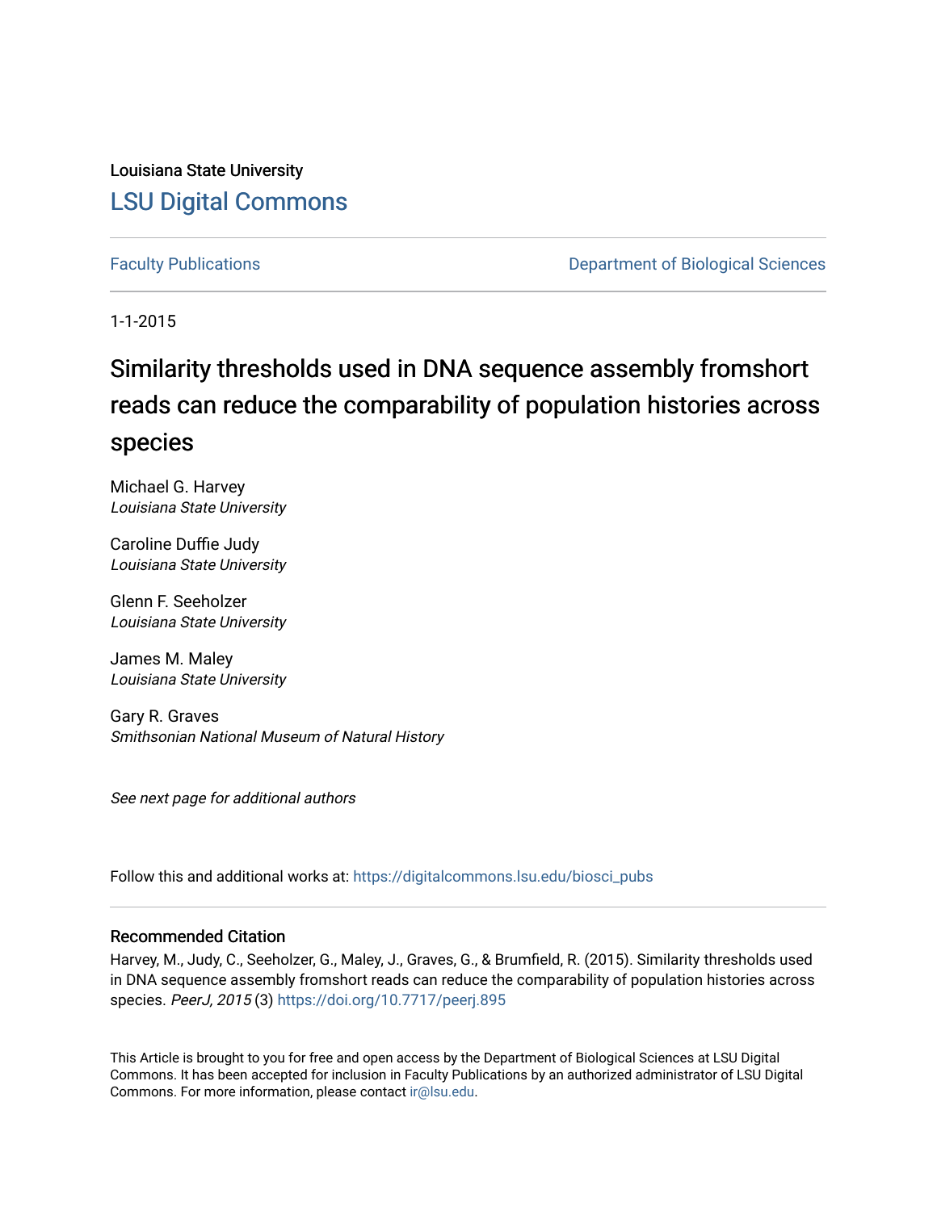Louisiana State University

# LSU Digital Commons

Faculty Publications | Department of Biological Sciences

1-1-2015

# Similarity thresholds used in DNA sequence assembly fromshort reads can reduce the comparability of population histories across species

Michael G. Harvey
*Louisiana State University*

Caroline Duffie Judy
*Louisiana State University*

Glenn F. Seeholzer
*Louisiana State University*

James M. Maley
*Louisiana State University*

Gary R. Graves
*Smithsonian National Museum of Natural History*

*See next page for additional authors*

Follow this and additional works at: https://digitalcommons.lsu.edu/biosci_pubs

## Recommended Citation

Harvey, M., Judy, C., Seeholzer, G., Maley, J., Graves, G., & Brumfield, R. (2015). Similarity thresholds used in DNA sequence assembly fromshort reads can reduce the comparability of population histories across species. *PeerJ, 2015* (3) https://doi.org/10.7717/peerj.895

This Article is brought to you for free and open access by the Department of Biological Sciences at LSU Digital Commons. It has been accepted for inclusion in Faculty Publications by an authorized administrator of LSU Digital Commons. For more information, please contact ir@lsu.edu.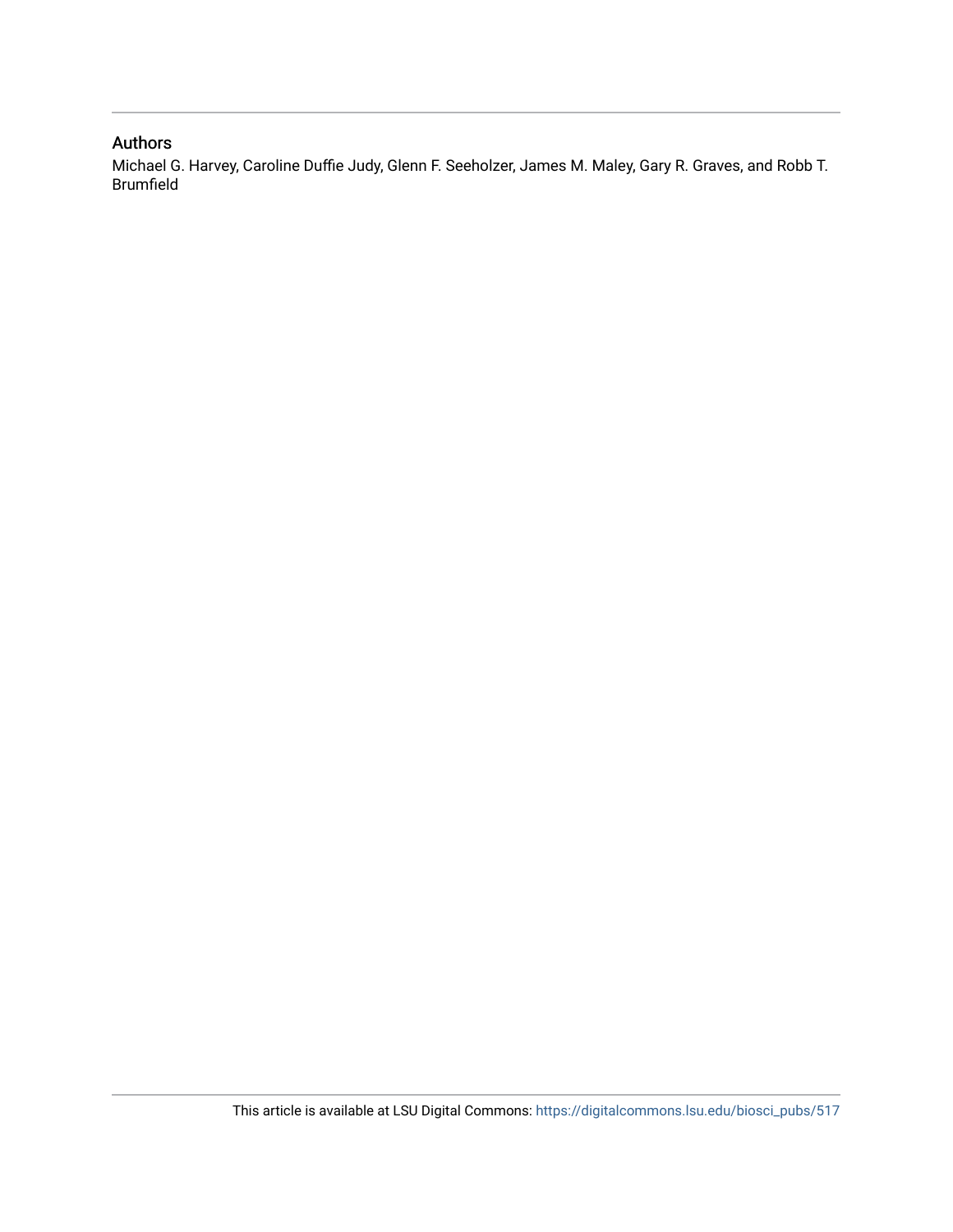## Authors

Michael G. Harvey, Caroline Duffie Judy, Glenn F. Seeholzer, James M. Maley, Gary R. Graves, and Robb T. Brumfield

This article is available at LSU Digital Commons: https://digitalcommons.lsu.edu/biosci_pubs/517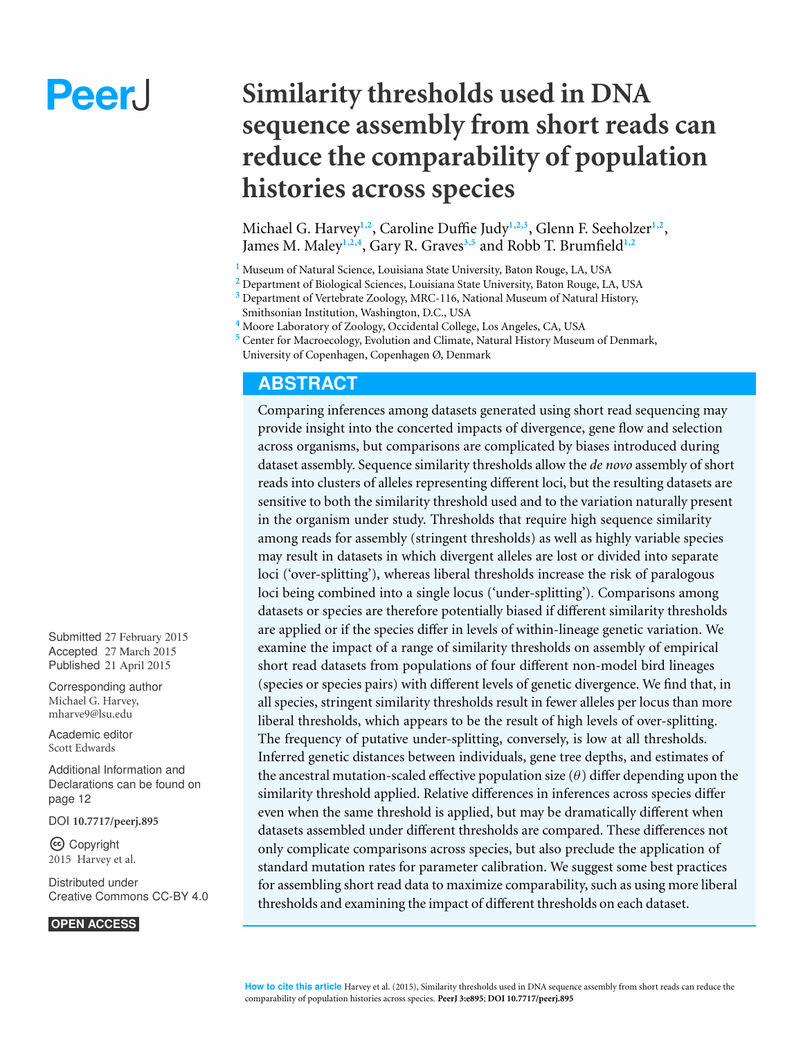# Similarity thresholds used in DNA sequence assembly from short reads can reduce the comparability of population histories across species

Michael G. Harvey[1,2], Caroline Duffie Judy[1,2,3], Glenn F. Seeholzer[1,2], James M. Maley[1,2,4], Gary R. Graves[3,5] and Robb T. Brumfield[1,2]

[1] Museum of Natural Science, Louisiana State University, Baton Rouge, LA, USA
[2] Department of Biological Sciences, Louisiana State University, Baton Rouge, LA, USA
[3] Department of Vertebrate Zoology, MRC-116, National Museum of Natural History, Smithsonian Institution, Washington, D.C., USA
[4] Moore Laboratory of Zoology, Occidental College, Los Angeles, CA, USA
[5] Center for Macroecology, Evolution and Climate, Natural History Museum of Denmark, University of Copenhagen, Copenhagen Ø, Denmark

## ABSTRACT

Comparing inferences among datasets generated using short read sequencing may provide insight into the concerted impacts of divergence, gene flow and selection across organisms, but comparisons are complicated by biases introduced during dataset assembly. Sequence similarity thresholds allow the *de novo* assembly of short reads into clusters of alleles representing different loci, but the resulting datasets are sensitive to both the similarity threshold used and to the variation naturally present in the organism under study. Thresholds that require high sequence similarity among reads for assembly (stringent thresholds) as well as highly variable species may result in datasets in which divergent alleles are lost or divided into separate loci ('over-splitting'), whereas liberal thresholds increase the risk of paralogous loci being combined into a single locus ('under-splitting'). Comparisons among datasets or species are therefore potentially biased if different similarity thresholds are applied or if the species differ in levels of within-lineage genetic variation. We examine the impact of a range of similarity thresholds on assembly of empirical short read datasets from populations of four different non-model bird lineages (species or species pairs) with different levels of genetic divergence. We find that, in all species, stringent similarity thresholds result in fewer alleles per locus than more liberal thresholds, which appears to be the result of high levels of over-splitting. The frequency of putative under-splitting, conversely, is low at all thresholds. Inferred genetic distances between individuals, gene tree depths, and estimates of the ancestral mutation-scaled effective population size ($\theta$) differ depending upon the similarity threshold applied. Relative differences in inferences across species differ even when the same threshold is applied, but may be dramatically different when datasets assembled under different thresholds are compared. These differences not only complicate comparisons across species, but also preclude the application of standard mutation rates for parameter calibration. We suggest some best practices for assembling short read data to maximize comparability, such as using more liberal thresholds and examining the impact of different thresholds on each dataset.

Submitted 27 February 2015
Accepted 27 March 2015
Published 21 April 2015

Corresponding author
Michael G. Harvey,
mharve9@lsu.edu

Academic editor
Scott Edwards

Additional Information and Declarations can be found on page 12

DOI 10.7717/peerj.895

Copyright
2015 Harvey et al.

Distributed under
Creative Commons CC-BY 4.0

OPEN ACCESS

**How to cite this article** Harvey et al. (2015), Similarity thresholds used in DNA sequence assembly from short reads can reduce the comparability of population histories across species. **PeerJ 3:e895; DOI 10.7717/peerj.895**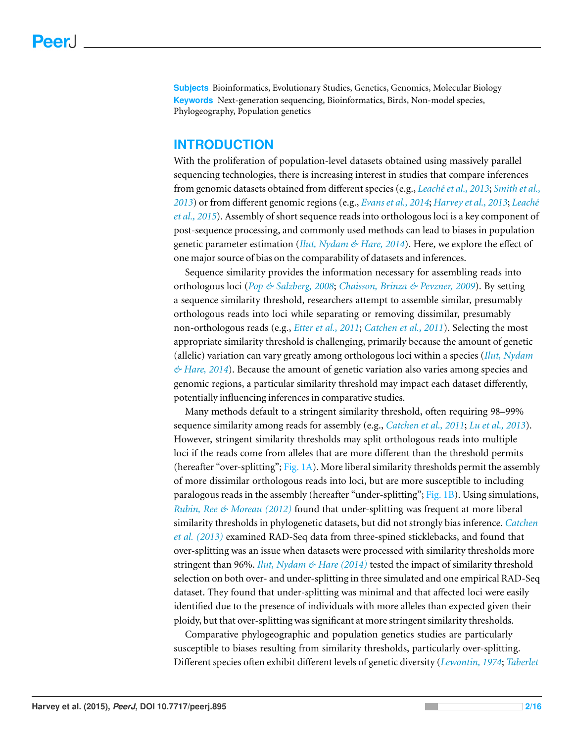**Subjects** Bioinformatics, Evolutionary Studies, Genetics, Genomics, Molecular Biology
**Keywords** Next-generation sequencing, Bioinformatics, Birds, Non-model species, Phylogeography, Population genetics

## INTRODUCTION

With the proliferation of population-level datasets obtained using massively parallel sequencing technologies, there is increasing interest in studies that compare inferences from genomic datasets obtained from different species (e.g., *Leaché et al., 2013*; *Smith et al., 2013*) or from different genomic regions (e.g., *Evans et al., 2014*; *Harvey et al., 2013*; *Leaché et al., 2015*). Assembly of short sequence reads into orthologous loci is a key component of post-sequence processing, and commonly used methods can lead to biases in population genetic parameter estimation (*Ilut, Nydam & Hare, 2014*). Here, we explore the effect of one major source of bias on the comparability of datasets and inferences.

Sequence similarity provides the information necessary for assembling reads into orthologous loci (*Pop & Salzberg, 2008*; *Chaisson, Brinza & Pevzner, 2009*). By setting a sequence similarity threshold, researchers attempt to assemble similar, presumably orthologous reads into loci while separating or removing dissimilar, presumably non-orthologous reads (e.g., *Etter et al., 2011*; *Catchen et al., 2011*). Selecting the most appropriate similarity threshold is challenging, primarily because the amount of genetic (allelic) variation can vary greatly among orthologous loci within a species (*Ilut, Nydam & Hare, 2014*). Because the amount of genetic variation also varies among species and genomic regions, a particular similarity threshold may impact each dataset differently, potentially influencing inferences in comparative studies.

Many methods default to a stringent similarity threshold, often requiring 98–99% sequence similarity among reads for assembly (e.g., *Catchen et al., 2011*; *Lu et al., 2013*). However, stringent similarity thresholds may split orthologous reads into multiple loci if the reads come from alleles that are more different than the threshold permits (hereafter "over-splitting"; Fig. 1A). More liberal similarity thresholds permit the assembly of more dissimilar orthologous reads into loci, but are more susceptible to including paralogous reads in the assembly (hereafter "under-splitting"; Fig. 1B). Using simulations, *Rubin, Ree & Moreau (2012)* found that under-splitting was frequent at more liberal similarity thresholds in phylogenetic datasets, but did not strongly bias inference. *Catchen et al. (2013)* examined RAD-Seq data from three-spined sticklebacks, and found that over-splitting was an issue when datasets were processed with similarity thresholds more stringent than 96%. *Ilut, Nydam & Hare (2014)* tested the impact of similarity threshold selection on both over- and under-splitting in three simulated and one empirical RAD-Seq dataset. They found that under-splitting was minimal and that affected loci were easily identified due to the presence of individuals with more alleles than expected given their ploidy, but that over-splitting was significant at more stringent similarity thresholds.

Comparative phylogeographic and population genetics studies are particularly susceptible to biases resulting from similarity thresholds, particularly over-splitting. Different species often exhibit different levels of genetic diversity (*Lewontin, 1974*; *Taberlet*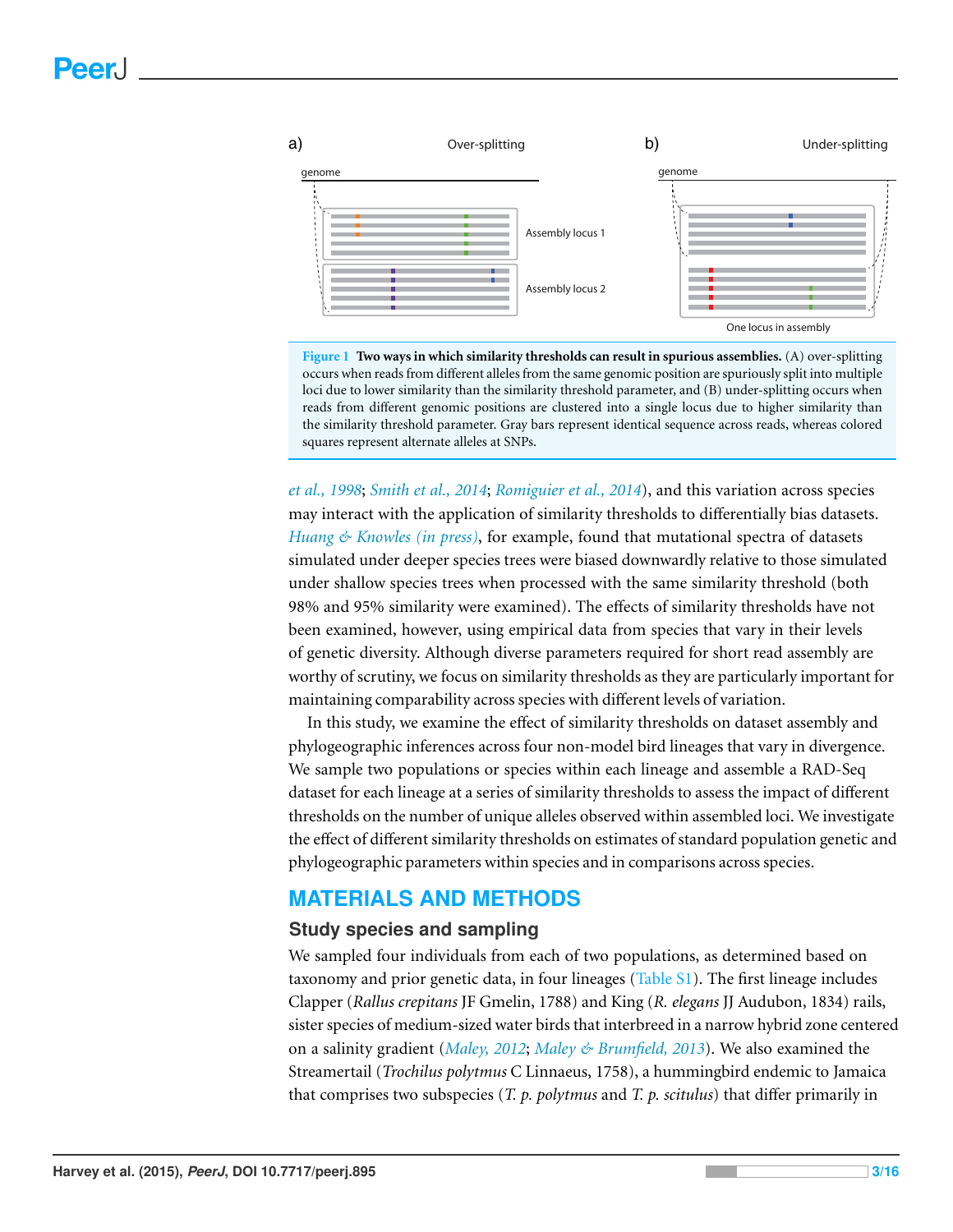**Figure 1 Two ways in which similarity thresholds can result in spurious assemblies.** (A) over-splitting occurs when reads from different alleles from the same genomic position are spuriously split into multiple loci due to lower similarity than the similarity threshold parameter, and (B) under-splitting occurs when reads from different genomic positions are clustered into a single locus due to higher similarity than the similarity threshold parameter. Gray bars represent identical sequence across reads, whereas colored squares represent alternate alleles at SNPs.

*et al., 1998*; *Smith et al., 2014*; *Romiguier et al., 2014*), and this variation across species may interact with the application of similarity thresholds to differentially bias datasets. *Huang & Knowles (in press)*, for example, found that mutational spectra of datasets simulated under deeper species trees were biased downwardly relative to those simulated under shallow species trees when processed with the same similarity threshold (both 98% and 95% similarity were examined). The effects of similarity thresholds have not been examined, however, using empirical data from species that vary in their levels of genetic diversity. Although diverse parameters required for short read assembly are worthy of scrutiny, we focus on similarity thresholds as they are particularly important for maintaining comparability across species with different levels of variation.

In this study, we examine the effect of similarity thresholds on dataset assembly and phylogeographic inferences across four non-model bird lineages that vary in divergence. We sample two populations or species within each lineage and assemble a RAD-Seq dataset for each lineage at a series of similarity thresholds to assess the impact of different thresholds on the number of unique alleles observed within assembled loci. We investigate the effect of different similarity thresholds on estimates of standard population genetic and phylogeographic parameters within species and in comparisons across species.

## MATERIALS AND METHODS

### Study species and sampling

We sampled four individuals from each of two populations, as determined based on taxonomy and prior genetic data, in four lineages (Table S1). The first lineage includes Clapper (*Rallus crepitans* JF Gmelin, 1788) and King (*R. elegans* JJ Audubon, 1834) rails, sister species of medium-sized water birds that interbreed in a narrow hybrid zone centered on a salinity gradient (*Maley, 2012*; *Maley & Brumfield, 2013*). We also examined the Streamertail (*Trochilus polytmus* C Linnaeus, 1758), a hummingbird endemic to Jamaica that comprises two subspecies (*T. p. polytmus* and *T. p. scitulus*) that differ primarily in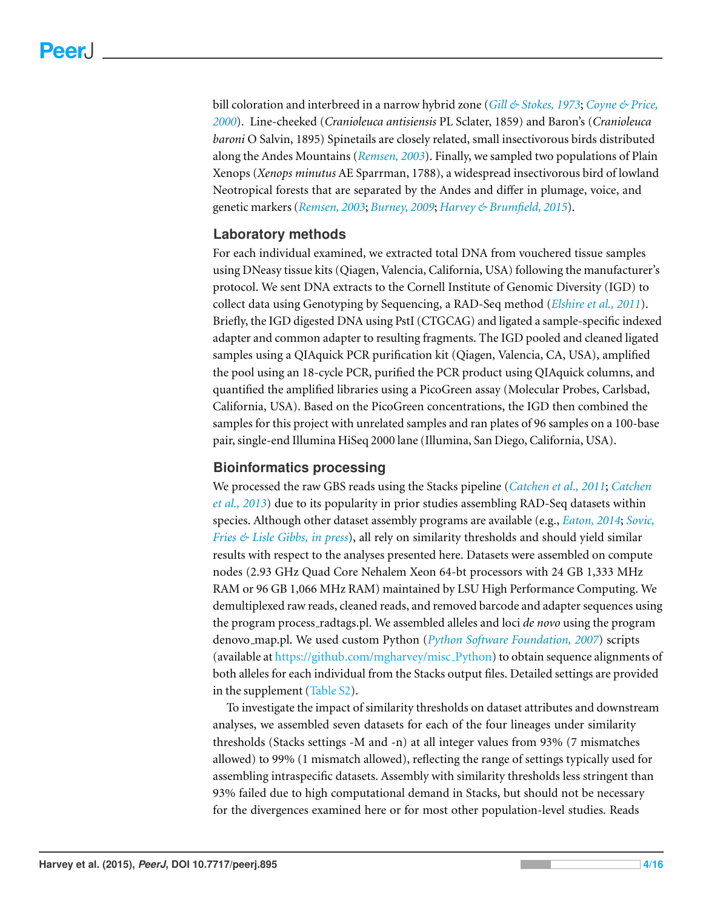bill coloration and interbreed in a narrow hybrid zone (*Gill & Stokes, 1973*; *Coyne & Price, 2000*). Line-cheeked (*Cranioleuca antisiensis* PL Sclater, 1859) and Baron's (*Cranioleuca baroni* O Salvin, 1895) Spinetails are closely related, small insectivorous birds distributed along the Andes Mountains (*Remsen, 2003*). Finally, we sampled two populations of Plain Xenops (*Xenops minutus* AE Sparrman, 1788), a widespread insectivorous bird of lowland Neotropical forests that are separated by the Andes and differ in plumage, voice, and genetic markers (*Remsen, 2003*; *Burney, 2009*; *Harvey & Brumfield, 2015*).

## Laboratory methods

For each individual examined, we extracted total DNA from vouchered tissue samples using DNeasy tissue kits (Qiagen, Valencia, California, USA) following the manufacturer's protocol. We sent DNA extracts to the Cornell Institute of Genomic Diversity (IGD) to collect data using Genotyping by Sequencing, a RAD-Seq method (*Elshire et al., 2011*). Briefly, the IGD digested DNA using PstI (CTGCAG) and ligated a sample-specific indexed adapter and common adapter to resulting fragments. The IGD pooled and cleaned ligated samples using a QIAquick PCR purification kit (Qiagen, Valencia, CA, USA), amplified the pool using an 18-cycle PCR, purified the PCR product using QIAquick columns, and quantified the amplified libraries using a PicoGreen assay (Molecular Probes, Carlsbad, California, USA). Based on the PicoGreen concentrations, the IGD then combined the samples for this project with unrelated samples and ran plates of 96 samples on a 100-base pair, single-end Illumina HiSeq 2000 lane (Illumina, San Diego, California, USA).

## Bioinformatics processing

We processed the raw GBS reads using the Stacks pipeline (*Catchen et al., 2011*; *Catchen et al., 2013*) due to its popularity in prior studies assembling RAD-Seq datasets within species. Although other dataset assembly programs are available (e.g., *Eaton, 2014*; *Sovic, Fries & Lisle Gibbs, in press*), all rely on similarity thresholds and should yield similar results with respect to the analyses presented here. Datasets were assembled on compute nodes (2.93 GHz Quad Core Nehalem Xeon 64-bt processors with 24 GB 1,333 MHz RAM or 96 GB 1,066 MHz RAM) maintained by LSU High Performance Computing. We demultiplexed raw reads, cleaned reads, and removed barcode and adapter sequences using the program process_radtags.pl. We assembled alleles and loci *de novo* using the program denovo_map.pl. We used custom Python (*Python Software Foundation, 2007*) scripts (available at https://github.com/mgharvey/misc_Python) to obtain sequence alignments of both alleles for each individual from the Stacks output files. Detailed settings are provided in the supplement (Table S2).

To investigate the impact of similarity thresholds on dataset attributes and downstream analyses, we assembled seven datasets for each of the four lineages under similarity thresholds (Stacks settings -M and -n) at all integer values from 93% (7 mismatches allowed) to 99% (1 mismatch allowed), reflecting the range of settings typically used for assembling intraspecific datasets. Assembly with similarity thresholds less stringent than 93% failed due to high computational demand in Stacks, but should not be necessary for the divergences examined here or for most other population-level studies. Reads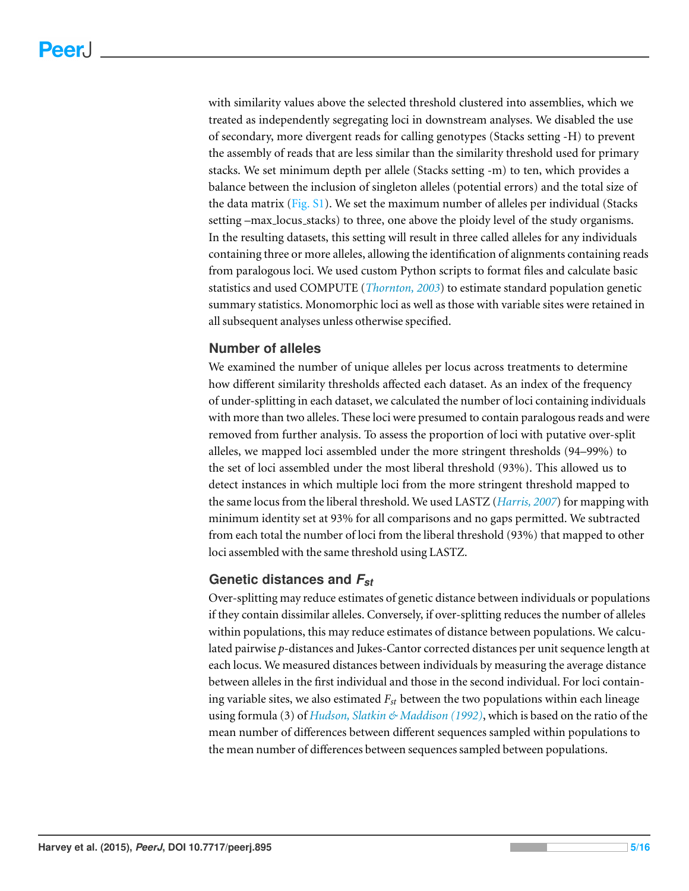with similarity values above the selected threshold clustered into assemblies, which we treated as independently segregating loci in downstream analyses. We disabled the use of secondary, more divergent reads for calling genotypes (Stacks setting -H) to prevent the assembly of reads that are less similar than the similarity threshold used for primary stacks. We set minimum depth per allele (Stacks setting -m) to ten, which provides a balance between the inclusion of singleton alleles (potential errors) and the total size of the data matrix (Fig. S1). We set the maximum number of alleles per individual (Stacks setting –max_locus_stacks) to three, one above the ploidy level of the study organisms. In the resulting datasets, this setting will result in three called alleles for any individuals containing three or more alleles, allowing the identification of alignments containing reads from paralogous loci. We used custom Python scripts to format files and calculate basic statistics and used COMPUTE (*Thornton, 2003*) to estimate standard population genetic summary statistics. Monomorphic loci as well as those with variable sites were retained in all subsequent analyses unless otherwise specified.

### Number of alleles

We examined the number of unique alleles per locus across treatments to determine how different similarity thresholds affected each dataset. As an index of the frequency of under-splitting in each dataset, we calculated the number of loci containing individuals with more than two alleles. These loci were presumed to contain paralogous reads and were removed from further analysis. To assess the proportion of loci with putative over-split alleles, we mapped loci assembled under the more stringent thresholds (94–99%) to the set of loci assembled under the most liberal threshold (93%). This allowed us to detect instances in which multiple loci from the more stringent threshold mapped to the same locus from the liberal threshold. We used LASTZ (*Harris, 2007*) for mapping with minimum identity set at 93% for all comparisons and no gaps permitted. We subtracted from each total the number of loci from the liberal threshold (93%) that mapped to other loci assembled with the same threshold using LASTZ.

### Genetic distances and $F_{st}$

Over-splitting may reduce estimates of genetic distance between individuals or populations if they contain dissimilar alleles. Conversely, if over-splitting reduces the number of alleles within populations, this may reduce estimates of distance between populations. We calculated pairwise *p*-distances and Jukes-Cantor corrected distances per unit sequence length at each locus. We measured distances between individuals by measuring the average distance between alleles in the first individual and those in the second individual. For loci containing variable sites, we also estimated $F_{st}$ between the two populations within each lineage using formula (3) of *Hudson, Slatkin & Maddison (1992)*, which is based on the ratio of the mean number of differences between different sequences sampled within populations to the mean number of differences between sequences sampled between populations.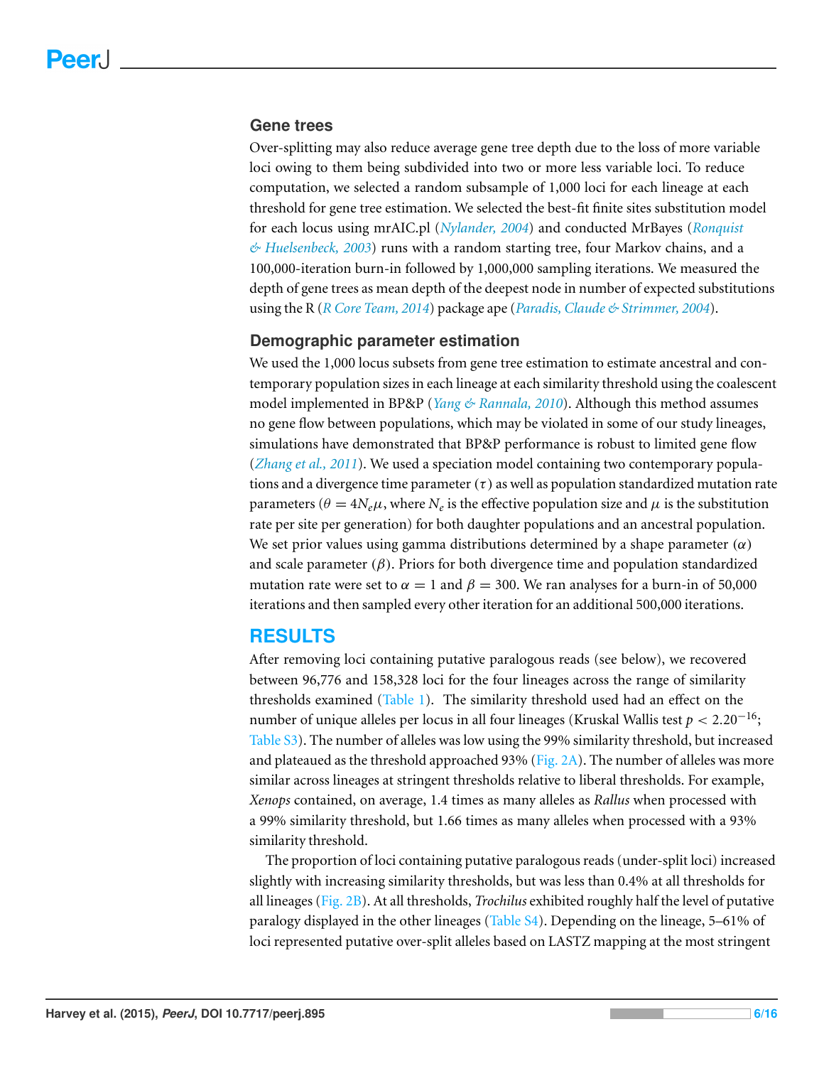### Gene trees

Over-splitting may also reduce average gene tree depth due to the loss of more variable loci owing to them being subdivided into two or more less variable loci. To reduce computation, we selected a random subsample of 1,000 loci for each lineage at each threshold for gene tree estimation. We selected the best-fit finite sites substitution model for each locus using mrAIC.pl (*Nylander, 2004*) and conducted MrBayes (*Ronquist & Huelsenbeck, 2003*) runs with a random starting tree, four Markov chains, and a 100,000-iteration burn-in followed by 1,000,000 sampling iterations. We measured the depth of gene trees as mean depth of the deepest node in number of expected substitutions using the R (*R Core Team, 2014*) package ape (*Paradis, Claude & Strimmer, 2004*).

### Demographic parameter estimation

We used the 1,000 locus subsets from gene tree estimation to estimate ancestral and contemporary population sizes in each lineage at each similarity threshold using the coalescent model implemented in BP&P (*Yang & Rannala, 2010*). Although this method assumes no gene flow between populations, which may be violated in some of our study lineages, simulations have demonstrated that BP&P performance is robust to limited gene flow (*Zhang et al., 2011*). We used a speciation model containing two contemporary populations and a divergence time parameter ($\tau$) as well as population standardized mutation rate parameters ($\theta = 4N_e\mu$, where $N_e$ is the effective population size and $\mu$ is the substitution rate per site per generation) for both daughter populations and an ancestral population. We set prior values using gamma distributions determined by a shape parameter ($\alpha$) and scale parameter ($\beta$). Priors for both divergence time and population standardized mutation rate were set to $\alpha = 1$ and $\beta = 300$. We ran analyses for a burn-in of 50,000 iterations and then sampled every other iteration for an additional 500,000 iterations.

## RESULTS

After removing loci containing putative paralogous reads (see below), we recovered between 96,776 and 158,328 loci for the four lineages across the range of similarity thresholds examined (Table 1). The similarity threshold used had an effect on the number of unique alleles per locus in all four lineages (Kruskal Wallis test $p < 2.20^{-16}$; Table S3). The number of alleles was low using the 99% similarity threshold, but increased and plateaued as the threshold approached 93% (Fig. 2A). The number of alleles was more similar across lineages at stringent thresholds relative to liberal thresholds. For example, *Xenops* contained, on average, 1.4 times as many alleles as *Rallus* when processed with a 99% similarity threshold, but 1.66 times as many alleles when processed with a 93% similarity threshold.

The proportion of loci containing putative paralogous reads (under-split loci) increased slightly with increasing similarity thresholds, but was less than 0.4% at all thresholds for all lineages (Fig. 2B). At all thresholds, *Trochilus* exhibited roughly half the level of putative paralogy displayed in the other lineages (Table S4). Depending on the lineage, 5–61% of loci represented putative over-split alleles based on LASTZ mapping at the most stringent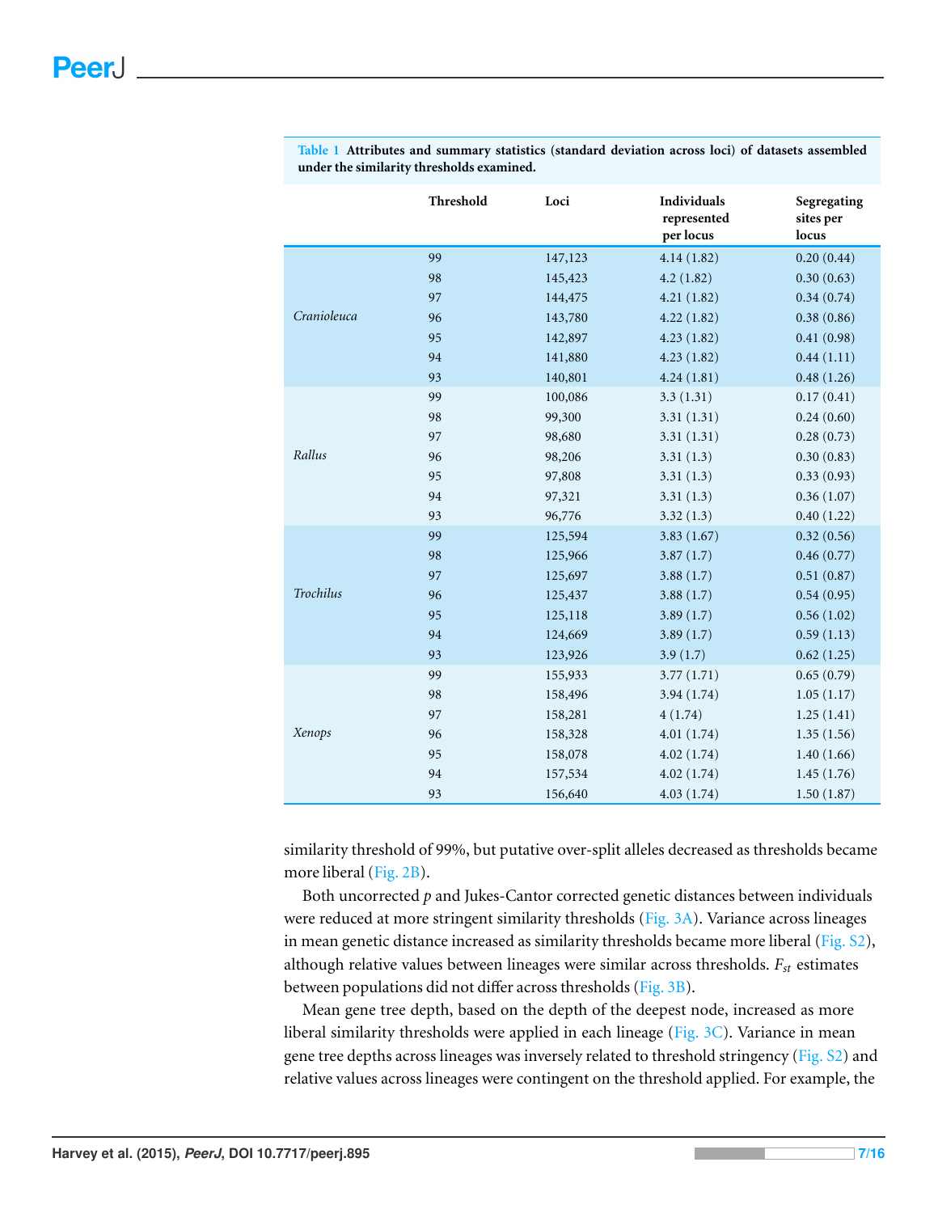**Table 1 Attributes and summary statistics (standard deviation across loci) of datasets assembled under the similarity thresholds examined.**

| | Threshold | Loci | Individuals represented per locus | Segregating sites per locus |
|---|---|---|---|---|
| *Cranioleuca* | 99 | 147,123 | 4.14 (1.82) | 0.20 (0.44) |
| | 98 | 145,423 | 4.2 (1.82) | 0.30 (0.63) |
| | 97 | 144,475 | 4.21 (1.82) | 0.34 (0.74) |
| | 96 | 143,780 | 4.22 (1.82) | 0.38 (0.86) |
| | 95 | 142,897 | 4.23 (1.82) | 0.41 (0.98) |
| | 94 | 141,880 | 4.23 (1.82) | 0.44 (1.11) |
| | 93 | 140,801 | 4.24 (1.81) | 0.48 (1.26) |
| *Rallus* | 99 | 100,086 | 3.3 (1.31) | 0.17 (0.41) |
| | 98 | 99,300 | 3.31 (1.31) | 0.24 (0.60) |
| | 97 | 98,680 | 3.31 (1.31) | 0.28 (0.73) |
| | 96 | 98,206 | 3.31 (1.3) | 0.30 (0.83) |
| | 95 | 97,808 | 3.31 (1.3) | 0.33 (0.93) |
| | 94 | 97,321 | 3.31 (1.3) | 0.36 (1.07) |
| | 93 | 96,776 | 3.32 (1.3) | 0.40 (1.22) |
| *Trochilus* | 99 | 125,594 | 3.83 (1.67) | 0.32 (0.56) |
| | 98 | 125,966 | 3.87 (1.7) | 0.46 (0.77) |
| | 97 | 125,697 | 3.88 (1.7) | 0.51 (0.87) |
| | 96 | 125,437 | 3.88 (1.7) | 0.54 (0.95) |
| | 95 | 125,118 | 3.89 (1.7) | 0.56 (1.02) |
| | 94 | 124,669 | 3.89 (1.7) | 0.59 (1.13) |
| | 93 | 123,926 | 3.9 (1.7) | 0.62 (1.25) |
| *Xenops* | 99 | 155,933 | 3.77 (1.71) | 0.65 (0.79) |
| | 98 | 158,496 | 3.94 (1.74) | 1.05 (1.17) |
| | 97 | 158,281 | 4 (1.74) | 1.25 (1.41) |
| | 96 | 158,328 | 4.01 (1.74) | 1.35 (1.56) |
| | 95 | 158,078 | 4.02 (1.74) | 1.40 (1.66) |
| | 94 | 157,534 | 4.02 (1.74) | 1.45 (1.76) |
| | 93 | 156,640 | 4.03 (1.74) | 1.50 (1.87) |

similarity threshold of 99%, but putative over-split alleles decreased as thresholds became more liberal (Fig. 2B).

Both uncorrected *p* and Jukes-Cantor corrected genetic distances between individuals were reduced at more stringent similarity thresholds (Fig. 3A). Variance across lineages in mean genetic distance increased as similarity thresholds became more liberal (Fig. S2), although relative values between lineages were similar across thresholds. $F_{st}$ estimates between populations did not differ across thresholds (Fig. 3B).

Mean gene tree depth, based on the depth of the deepest node, increased as more liberal similarity thresholds were applied in each lineage (Fig. 3C). Variance in mean gene tree depths across lineages was inversely related to threshold stringency (Fig. S2) and relative values across lineages were contingent on the threshold applied. For example, the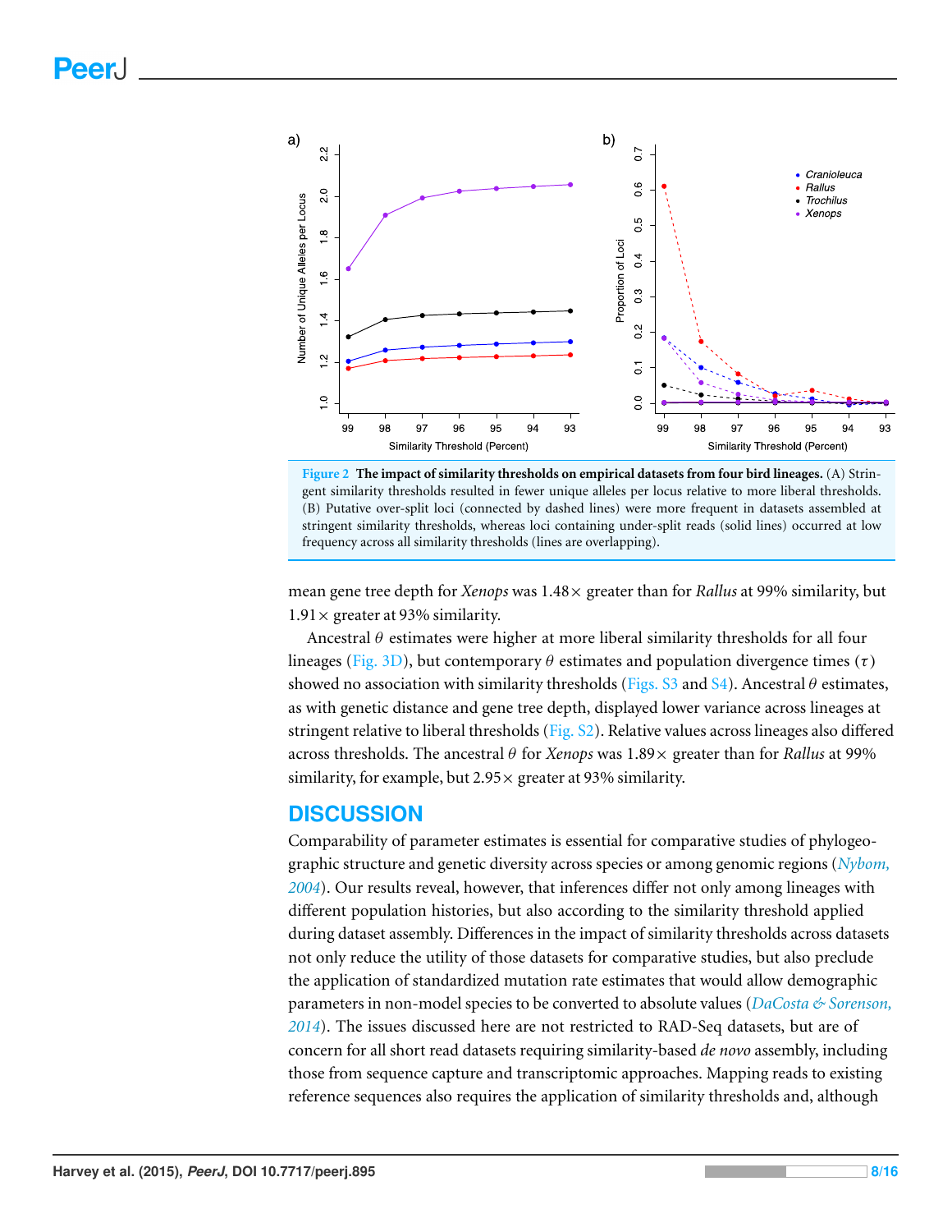**Figure 2 The impact of similarity thresholds on empirical datasets from four bird lineages.** (A) Stringent similarity thresholds resulted in fewer unique alleles per locus relative to more liberal thresholds. (B) Putative over-split loci (connected by dashed lines) were more frequent in datasets assembled at stringent similarity thresholds, whereas loci containing under-split reads (solid lines) occurred at low frequency across all similarity thresholds (lines are overlapping).

mean gene tree depth for *Xenops* was 1.48× greater than for *Rallus* at 99% similarity, but 1.91× greater at 93% similarity.

Ancestral $\theta$ estimates were higher at more liberal similarity thresholds for all four lineages (Fig. 3D), but contemporary $\theta$ estimates and population divergence times ($\tau$) showed no association with similarity thresholds (Figs. S3 and S4). Ancestral $\theta$ estimates, as with genetic distance and gene tree depth, displayed lower variance across lineages at stringent relative to liberal thresholds (Fig. S2). Relative values across lineages also differed across thresholds. The ancestral $\theta$ for *Xenops* was 1.89× greater than for *Rallus* at 99% similarity, for example, but 2.95× greater at 93% similarity.

## DISCUSSION

Comparability of parameter estimates is essential for comparative studies of phylogeographic structure and genetic diversity across species or among genomic regions (*Nybom, 2004*). Our results reveal, however, that inferences differ not only among lineages with different population histories, but also according to the similarity threshold applied during dataset assembly. Differences in the impact of similarity thresholds across datasets not only reduce the utility of those datasets for comparative studies, but also preclude the application of standardized mutation rate estimates that would allow demographic parameters in non-model species to be converted to absolute values (*DaCosta & Sorenson, 2014*). The issues discussed here are not restricted to RAD-Seq datasets, but are of concern for all short read datasets requiring similarity-based *de novo* assembly, including those from sequence capture and transcriptomic approaches. Mapping reads to existing reference sequences also requires the application of similarity thresholds and, although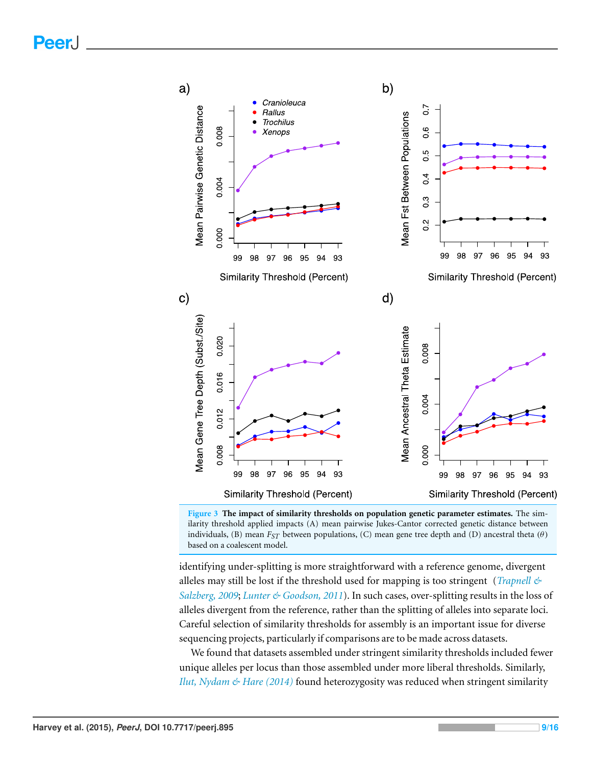**Figure 3 The impact of similarity thresholds on population genetic parameter estimates.** The similarity threshold applied impacts (A) mean pairwise Jukes-Cantor corrected genetic distance between individuals, (B) mean $F_{ST}$ between populations, (C) mean gene tree depth and (D) ancestral theta ($\theta$) based on a coalescent model.

identifying under-splitting is more straightforward with a reference genome, divergent alleles may still be lost if the threshold used for mapping is too stringent (*Trapnell & Salzberg, 2009*; *Lunter & Goodson, 2011*). In such cases, over-splitting results in the loss of alleles divergent from the reference, rather than the splitting of alleles into separate loci. Careful selection of similarity thresholds for assembly is an important issue for diverse sequencing projects, particularly if comparisons are to be made across datasets.

We found that datasets assembled under stringent similarity thresholds included fewer unique alleles per locus than those assembled under more liberal thresholds. Similarly, *Ilut, Nydam & Hare (2014)* found heterozygosity was reduced when stringent similarity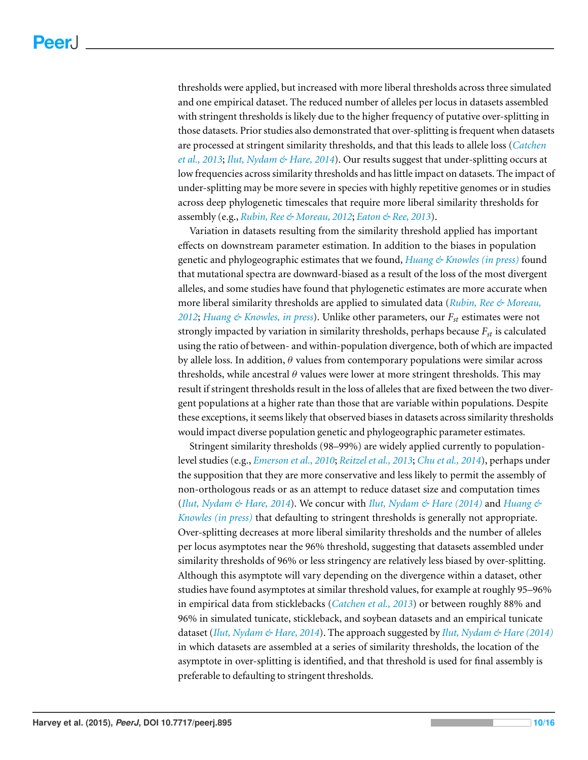thresholds were applied, but increased with more liberal thresholds across three simulated and one empirical dataset. The reduced number of alleles per locus in datasets assembled with stringent thresholds is likely due to the higher frequency of putative over-splitting in those datasets. Prior studies also demonstrated that over-splitting is frequent when datasets are processed at stringent similarity thresholds, and that this leads to allele loss (*Catchen et al., 2013*; *Ilut, Nydam & Hare, 2014*). Our results suggest that under-splitting occurs at low frequencies across similarity thresholds and has little impact on datasets. The impact of under-splitting may be more severe in species with highly repetitive genomes or in studies across deep phylogenetic timescales that require more liberal similarity thresholds for assembly (e.g., *Rubin, Ree & Moreau, 2012*; *Eaton & Ree, 2013*).

Variation in datasets resulting from the similarity threshold applied has important effects on downstream parameter estimation. In addition to the biases in population genetic and phylogeographic estimates that we found, *Huang & Knowles (in press)* found that mutational spectra are downward-biased as a result of the loss of the most divergent alleles, and some studies have found that phylogenetic estimates are more accurate when more liberal similarity thresholds are applied to simulated data (*Rubin, Ree & Moreau, 2012*; *Huang & Knowles, in press*). Unlike other parameters, our $F_{st}$ estimates were not strongly impacted by variation in similarity thresholds, perhaps because $F_{st}$ is calculated using the ratio of between- and within-population divergence, both of which are impacted by allele loss. In addition, $\theta$ values from contemporary populations were similar across thresholds, while ancestral $\theta$ values were lower at more stringent thresholds. This may result if stringent thresholds result in the loss of alleles that are fixed between the two divergent populations at a higher rate than those that are variable within populations. Despite these exceptions, it seems likely that observed biases in datasets across similarity thresholds would impact diverse population genetic and phylogeographic parameter estimates.

Stringent similarity thresholds (98–99%) are widely applied currently to population-level studies (e.g., *Emerson et al., 2010*; *Reitzel et al., 2013*; *Chu et al., 2014*), perhaps under the supposition that they are more conservative and less likely to permit the assembly of non-orthologous reads or as an attempt to reduce dataset size and computation times (*Ilut, Nydam & Hare, 2014*). We concur with *Ilut, Nydam & Hare (2014)* and *Huang & Knowles (in press)* that defaulting to stringent thresholds is generally not appropriate. Over-splitting decreases at more liberal similarity thresholds and the number of alleles per locus asymptotes near the 96% threshold, suggesting that datasets assembled under similarity thresholds of 96% or less stringency are relatively less biased by over-splitting. Although this asymptote will vary depending on the divergence within a dataset, other studies have found asymptotes at similar threshold values, for example at roughly 95–96% in empirical data from sticklebacks (*Catchen et al., 2013*) or between roughly 88% and 96% in simulated tunicate, stickleback, and soybean datasets and an empirical tunicate dataset (*Ilut, Nydam & Hare, 2014*). The approach suggested by *Ilut, Nydam & Hare (2014)* in which datasets are assembled at a series of similarity thresholds, the location of the asymptote in over-splitting is identified, and that threshold is used for final assembly is preferable to defaulting to stringent thresholds.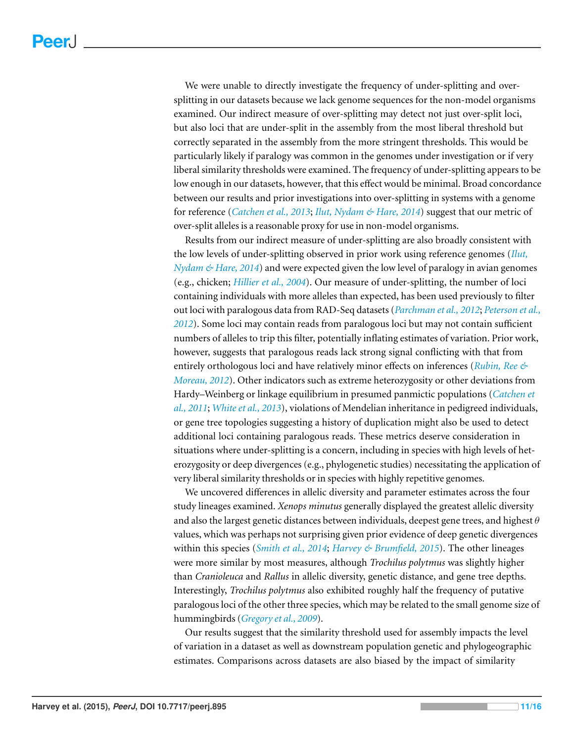We were unable to directly investigate the frequency of under-splitting and over-splitting in our datasets because we lack genome sequences for the non-model organisms examined. Our indirect measure of over-splitting may detect not just over-split loci, but also loci that are under-split in the assembly from the most liberal threshold but correctly separated in the assembly from the more stringent thresholds. This would be particularly likely if paralogy was common in the genomes under investigation or if very liberal similarity thresholds were examined. The frequency of under-splitting appears to be low enough in our datasets, however, that this effect would be minimal. Broad concordance between our results and prior investigations into over-splitting in systems with a genome for reference (*Catchen et al., 2013*; *Ilut, Nydam & Hare, 2014*) suggest that our metric of over-split alleles is a reasonable proxy for use in non-model organisms.

Results from our indirect measure of under-splitting are also broadly consistent with the low levels of under-splitting observed in prior work using reference genomes (*Ilut, Nydam & Hare, 2014*) and were expected given the low level of paralogy in avian genomes (e.g., chicken; *Hillier et al., 2004*). Our measure of under-splitting, the number of loci containing individuals with more alleles than expected, has been used previously to filter out loci with paralogous data from RAD-Seq datasets (*Parchman et al., 2012*; *Peterson et al., 2012*). Some loci may contain reads from paralogous loci but may not contain sufficient numbers of alleles to trip this filter, potentially inflating estimates of variation. Prior work, however, suggests that paralogous reads lack strong signal conflicting with that from entirely orthologous loci and have relatively minor effects on inferences (*Rubin, Ree & Moreau, 2012*). Other indicators such as extreme heterozygosity or other deviations from Hardy–Weinberg or linkage equilibrium in presumed panmictic populations (*Catchen et al., 2011*; *White et al., 2013*), violations of Mendelian inheritance in pedigreed individuals, or gene tree topologies suggesting a history of duplication might also be used to detect additional loci containing paralogous reads. These metrics deserve consideration in situations where under-splitting is a concern, including in species with high levels of heterozygosity or deep divergences (e.g., phylogenetic studies) necessitating the application of very liberal similarity thresholds or in species with highly repetitive genomes.

We uncovered differences in allelic diversity and parameter estimates across the four study lineages examined. *Xenops minutus* generally displayed the greatest allelic diversity and also the largest genetic distances between individuals, deepest gene trees, and highest $\theta$ values, which was perhaps not surprising given prior evidence of deep genetic divergences within this species (*Smith et al., 2014*; *Harvey & Brumfield, 2015*). The other lineages were more similar by most measures, although *Trochilus polytmus* was slightly higher than *Cranioleuca* and *Rallus* in allelic diversity, genetic distance, and gene tree depths. Interestingly, *Trochilus polytmus* also exhibited roughly half the frequency of putative paralogous loci of the other three species, which may be related to the small genome size of hummingbirds (*Gregory et al., 2009*).

Our results suggest that the similarity threshold used for assembly impacts the level of variation in a dataset as well as downstream population genetic and phylogeographic estimates. Comparisons across datasets are also biased by the impact of similarity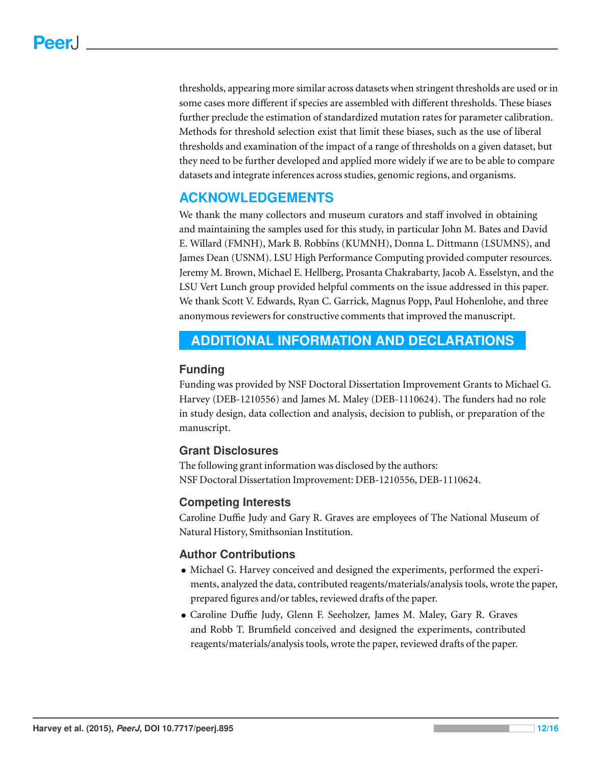thresholds, appearing more similar across datasets when stringent thresholds are used or in some cases more different if species are assembled with different thresholds. These biases further preclude the estimation of standardized mutation rates for parameter calibration. Methods for threshold selection exist that limit these biases, such as the use of liberal thresholds and examination of the impact of a range of thresholds on a given dataset, but they need to be further developed and applied more widely if we are to be able to compare datasets and integrate inferences across studies, genomic regions, and organisms.

## ACKNOWLEDGEMENTS

We thank the many collectors and museum curators and staff involved in obtaining and maintaining the samples used for this study, in particular John M. Bates and David E. Willard (FMNH), Mark B. Robbins (KUMNH), Donna L. Dittmann (LSUMNS), and James Dean (USNM). LSU High Performance Computing provided computer resources. Jeremy M. Brown, Michael E. Hellberg, Prosanta Chakrabarty, Jacob A. Esselstyn, and the LSU Vert Lunch group provided helpful comments on the issue addressed in this paper. We thank Scott V. Edwards, Ryan C. Garrick, Magnus Popp, Paul Hohenlohe, and three anonymous reviewers for constructive comments that improved the manuscript.

## ADDITIONAL INFORMATION AND DECLARATIONS

### Funding

Funding was provided by NSF Doctoral Dissertation Improvement Grants to Michael G. Harvey (DEB-1210556) and James M. Maley (DEB-1110624). The funders had no role in study design, data collection and analysis, decision to publish, or preparation of the manuscript.

### Grant Disclosures

The following grant information was disclosed by the authors:
NSF Doctoral Dissertation Improvement: DEB-1210556, DEB-1110624.

### Competing Interests

Caroline Duffie Judy and Gary R. Graves are employees of The National Museum of Natural History, Smithsonian Institution.

### Author Contributions

- Michael G. Harvey conceived and designed the experiments, performed the experiments, analyzed the data, contributed reagents/materials/analysis tools, wrote the paper, prepared figures and/or tables, reviewed drafts of the paper.
- Caroline Duffie Judy, Glenn F. Seeholzer, James M. Maley, Gary R. Graves and Robb T. Brumfield conceived and designed the experiments, contributed reagents/materials/analysis tools, wrote the paper, reviewed drafts of the paper.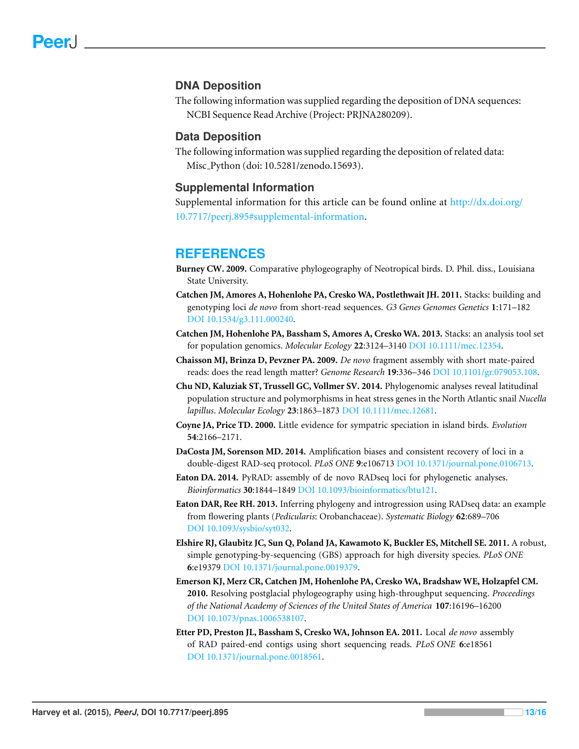## DNA Deposition

The following information was supplied regarding the deposition of DNA sequences:

NCBI Sequence Read Archive (Project: PRJNA280209).

## Data Deposition

The following information was supplied regarding the deposition of related data:

Misc_Python (doi: 10.5281/zenodo.15693).

## Supplemental Information

Supplemental information for this article can be found online at http://dx.doi.org/10.7717/peerj.895#supplemental-information.

# REFERENCES

**Burney CW. 2009.** Comparative phylogeography of Neotropical birds. D. Phil. diss., Louisiana State University.

**Catchen JM, Amores A, Hohenlohe PA, Cresko WA, Postlethwait JH. 2011.** Stacks: building and genotyping loci *de novo* from short-read sequences. *G3 Genes Genomes Genetics* **1**:171–182 DOI 10.1534/g3.111.000240.

**Catchen JM, Hohenlohe PA, Bassham S, Amores A, Cresko WA. 2013.** Stacks: an analysis tool set for population genomics. *Molecular Ecology* **22**:3124–3140 DOI 10.1111/mec.12354.

**Chaisson MJ, Brinza D, Pevzner PA. 2009.** *De novo* fragment assembly with short mate-paired reads: does the read length matter? *Genome Research* **19**:336–346 DOI 10.1101/gr.079053.108.

**Chu ND, Kaluziak ST, Trussell GC, Vollmer SV. 2014.** Phylogenomic analyses reveal latitudinal population structure and polymorphisms in heat stress genes in the North Atlantic snail *Nucella lapillus*. *Molecular Ecology* **23**:1863–1873 DOI 10.1111/mec.12681.

**Coyne JA, Price TD. 2000.** Little evidence for sympatric speciation in island birds. *Evolution* **54**:2166–2171.

**DaCosta JM, Sorenson MD. 2014.** Amplification biases and consistent recovery of loci in a double-digest RAD-seq protocol. *PLoS ONE* **9**:e106713 DOI 10.1371/journal.pone.0106713.

**Eaton DA. 2014.** PyRAD: assembly of de novo RADseq loci for phylogenetic analyses. *Bioinformatics* **30**:1844–1849 DOI 10.1093/bioinformatics/btu121.

**Eaton DAR, Ree RH. 2013.** Inferring phylogeny and introgression using RADseq data: an example from flowering plants (*Pedicularis*: Orobanchaceae). *Systematic Biology* **62**:689–706 DOI 10.1093/sysbio/syt032.

**Elshire RJ, Glaubitz JC, Sun Q, Poland JA, Kawamoto K, Buckler ES, Mitchell SE. 2011.** A robust, simple genotyping-by-sequencing (GBS) approach for high diversity species. *PLoS ONE* **6**:e19379 DOI 10.1371/journal.pone.0019379.

**Emerson KJ, Merz CR, Catchen JM, Hohenlohe PA, Cresko WA, Bradshaw WE, Holzapfel CM. 2010.** Resolving postglacial phylogeography using high-throughput sequencing. *Proceedings of the National Academy of Sciences of the United States of America* **107**:16196–16200 DOI 10.1073/pnas.1006538107.

**Etter PD, Preston JL, Bassham S, Cresko WA, Johnson EA. 2011.** Local *de novo* assembly of RAD paired-end contigs using short sequencing reads. *PLoS ONE* **6**:e18561 DOI 10.1371/journal.pone.0018561.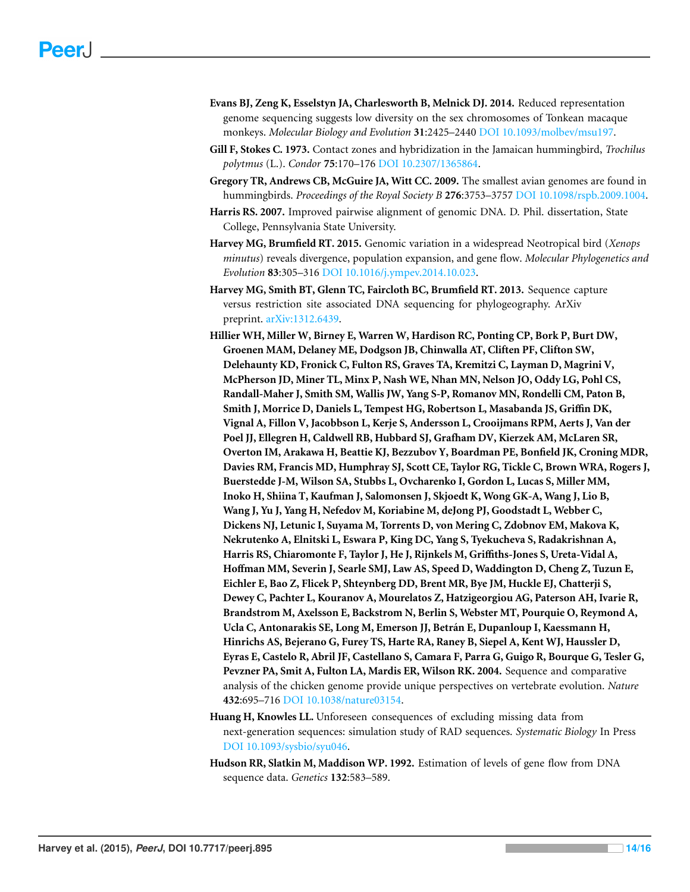**Evans BJ, Zeng K, Esselstyn JA, Charlesworth B, Melnick DJ. 2014.** Reduced representation genome sequencing suggests low diversity on the sex chromosomes of Tonkean macaque monkeys. *Molecular Biology and Evolution* **31**:2425–2440 DOI 10.1093/molbev/msu197.

**Gill F, Stokes C. 1973.** Contact zones and hybridization in the Jamaican hummingbird, *Trochilus polytmus* (L.). *Condor* **75**:170–176 DOI 10.2307/1365864.

**Gregory TR, Andrews CB, McGuire JA, Witt CC. 2009.** The smallest avian genomes are found in hummingbirds. *Proceedings of the Royal Society B* **276**:3753–3757 DOI 10.1098/rspb.2009.1004.

**Harris RS. 2007.** Improved pairwise alignment of genomic DNA. D. Phil. dissertation, State College, Pennsylvania State University.

**Harvey MG, Brumfield RT. 2015.** Genomic variation in a widespread Neotropical bird (*Xenops minutus*) reveals divergence, population expansion, and gene flow. *Molecular Phylogenetics and Evolution* **83**:305–316 DOI 10.1016/j.ympev.2014.10.023.

**Harvey MG, Smith BT, Glenn TC, Faircloth BC, Brumfield RT. 2013.** Sequence capture versus restriction site associated DNA sequencing for phylogeography. ArXiv preprint. arXiv:1312.6439.

**Hillier WH, Miller W, Birney E, Warren W, Hardison RC, Ponting CP, Bork P, Burt DW, Groenen MAM, Delaney ME, Dodgson JB, Chinwalla AT, Cliften PF, Clifton SW, Delehaunty KD, Fronick C, Fulton RS, Graves TA, Kremitzi C, Layman D, Magrini V, McPherson JD, Miner TL, Minx P, Nash WE, Nhan MN, Nelson JO, Oddy LG, Pohl CS, Randall-Maher J, Smith SM, Wallis JW, Yang S-P, Romanov MN, Rondelli CM, Paton B, Smith J, Morrice D, Daniels L, Tempest HG, Robertson L, Masabanda JS, Griffin DK, Vignal A, Fillon V, Jacobbson L, Kerje S, Andersson L, Crooijmans RPM, Aerts J, Van der Poel JJ, Ellegren H, Caldwell RB, Hubbard SJ, Grafham DV, Kierzek AM, McLaren SR, Overton IM, Arakawa H, Beattie KJ, Bezzubov Y, Boardman PE, Bonfield JK, Croning MDR, Davies RM, Francis MD, Humphray SJ, Scott CE, Taylor RG, Tickle C, Brown WRA, Rogers J, Buerstedde J-M, Wilson SA, Stubbs L, Ovcharenko I, Gordon L, Lucas S, Miller MM, Inoko H, Shiina T, Kaufman J, Salomonsen J, Skjoedt K, Wong GK-A, Wang J, Lio B, Wang J, Yu J, Yang H, Nefedov M, Koriabine M, deJong PJ, Goodstadt L, Webber C, Dickens NJ, Letunic I, Suyama M, Torrents D, von Mering C, Zdobnov EM, Makova K, Nekrutenko A, Elnitski L, Eswara P, King DC, Yang S, Tyekucheva S, Radakrishnan A, Harris RS, Chiaromonte F, Taylor J, He J, Rijnkels M, Griffiths-Jones S, Ureta-Vidal A, Hoffman MM, Severin J, Searle SMJ, Law AS, Speed D, Waddington D, Cheng Z, Tuzun E, Eichler E, Bao Z, Flicek P, Shteynberg DD, Brent MR, Bye JM, Huckle EJ, Chatterji S, Dewey C, Pachter L, Kouranov A, Mourelatos Z, Hatzigeorgiou AG, Paterson AH, Ivarie R, Brandstrom M, Axelsson E, Backstrom N, Berlin S, Webster MT, Pourquie O, Reymond A, Ucla C, Antonarakis SE, Long M, Emerson JJ, Betrán E, Dupanloup I, Kaessmann H, Hinrichs AS, Bejerano G, Furey TS, Harte RA, Raney B, Siepel A, Kent WJ, Haussler D, Eyras E, Castelo R, Abril JF, Castellano S, Camara F, Parra G, Guigo R, Bourque G, Tesler G, Pevzner PA, Smit A, Fulton LA, Mardis ER, Wilson RK. 2004.** Sequence and comparative analysis of the chicken genome provide unique perspectives on vertebrate evolution. *Nature* **432**:695–716 DOI 10.1038/nature03154.

**Huang H, Knowles LL.** Unforeseen consequences of excluding missing data from next-generation sequences: simulation study of RAD sequences. *Systematic Biology* In Press DOI 10.1093/sysbio/syu046.

**Hudson RR, Slatkin M, Maddison WP. 1992.** Estimation of levels of gene flow from DNA sequence data. *Genetics* **132**:583–589.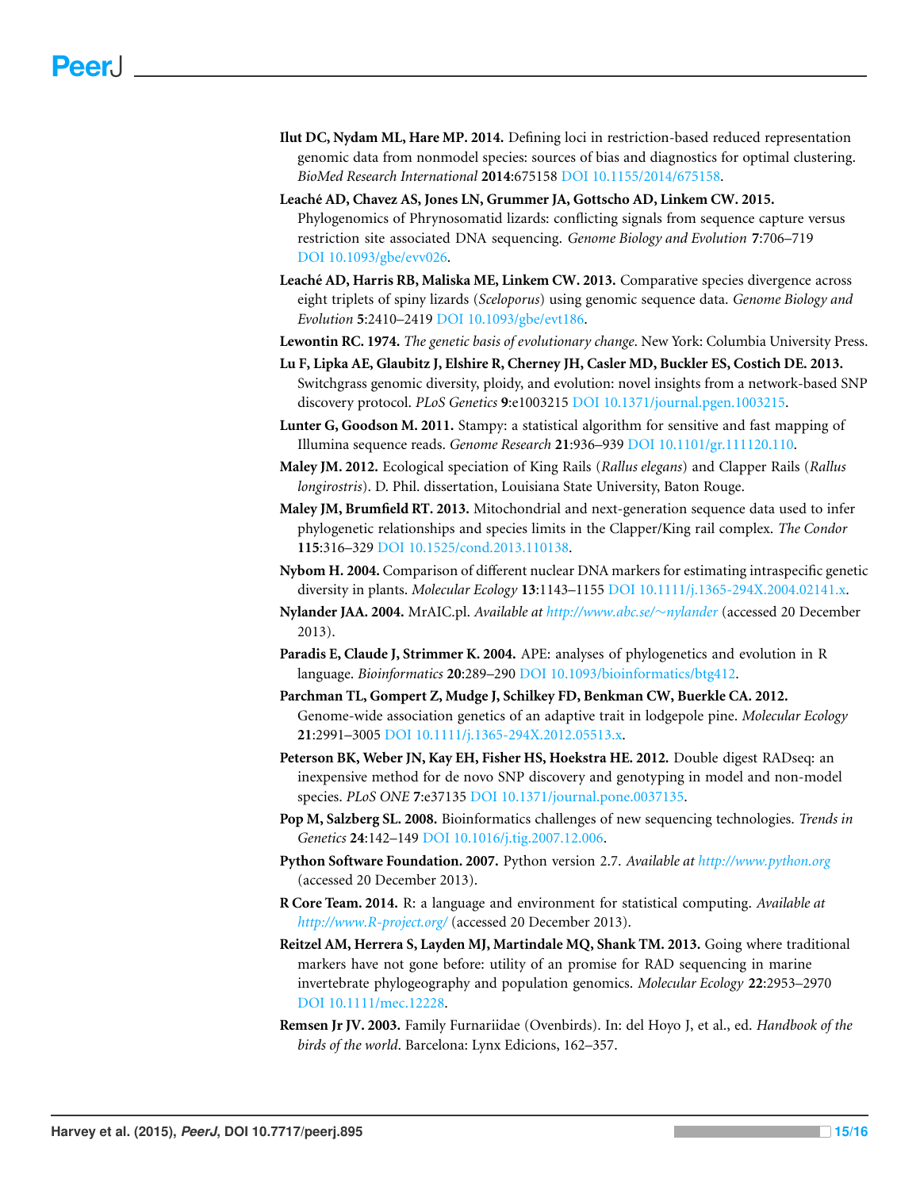**Ilut DC, Nydam ML, Hare MP. 2014.** Defining loci in restriction-based reduced representation genomic data from nonmodel species: sources of bias and diagnostics for optimal clustering. *BioMed Research International* **2014**:675158 DOI 10.1155/2014/675158.

**Leaché AD, Chavez AS, Jones LN, Grummer JA, Gottscho AD, Linkem CW. 2015.** Phylogenomics of Phrynosomatid lizards: conflicting signals from sequence capture versus restriction site associated DNA sequencing. *Genome Biology and Evolution* **7**:706–719 DOI 10.1093/gbe/evv026.

**Leaché AD, Harris RB, Maliska ME, Linkem CW. 2013.** Comparative species divergence across eight triplets of spiny lizards (*Sceloporus*) using genomic sequence data. *Genome Biology and Evolution* **5**:2410–2419 DOI 10.1093/gbe/evt186.

**Lewontin RC. 1974.** *The genetic basis of evolutionary change*. New York: Columbia University Press.

**Lu F, Lipka AE, Glaubitz J, Elshire R, Cherney JH, Casler MD, Buckler ES, Costich DE. 2013.** Switchgrass genomic diversity, ploidy, and evolution: novel insights from a network-based SNP discovery protocol. *PLoS Genetics* **9**:e1003215 DOI 10.1371/journal.pgen.1003215.

**Lunter G, Goodson M. 2011.** Stampy: a statistical algorithm for sensitive and fast mapping of Illumina sequence reads. *Genome Research* **21**:936–939 DOI 10.1101/gr.111120.110.

**Maley JM. 2012.** Ecological speciation of King Rails (*Rallus elegans*) and Clapper Rails (*Rallus longirostris*). D. Phil. dissertation, Louisiana State University, Baton Rouge.

**Maley JM, Brumfield RT. 2013.** Mitochondrial and next-generation sequence data used to infer phylogenetic relationships and species limits in the Clapper/King rail complex. *The Condor* **115**:316–329 DOI 10.1525/cond.2013.110138.

**Nybom H. 2004.** Comparison of different nuclear DNA markers for estimating intraspecific genetic diversity in plants. *Molecular Ecology* **13**:1143–1155 DOI 10.1111/j.1365-294X.2004.02141.x.

**Nylander JAA. 2004.** MrAIC.pl. *Available at http://www.abc.se/~nylander* (accessed 20 December 2013).

**Paradis E, Claude J, Strimmer K. 2004.** APE: analyses of phylogenetics and evolution in R language. *Bioinformatics* **20**:289–290 DOI 10.1093/bioinformatics/btg412.

**Parchman TL, Gompert Z, Mudge J, Schilkey FD, Benkman CW, Buerkle CA. 2012.** Genome-wide association genetics of an adaptive trait in lodgepole pine. *Molecular Ecology* **21**:2991–3005 DOI 10.1111/j.1365-294X.2012.05513.x.

**Peterson BK, Weber JN, Kay EH, Fisher HS, Hoekstra HE. 2012.** Double digest RADseq: an inexpensive method for de novo SNP discovery and genotyping in model and non-model species. *PLoS ONE* **7**:e37135 DOI 10.1371/journal.pone.0037135.

**Pop M, Salzberg SL. 2008.** Bioinformatics challenges of new sequencing technologies. *Trends in Genetics* **24**:142–149 DOI 10.1016/j.tig.2007.12.006.

**Python Software Foundation. 2007.** Python version 2.7. *Available at http://www.python.org* (accessed 20 December 2013).

**R Core Team. 2014.** R: a language and environment for statistical computing. *Available at http://www.R-project.org/* (accessed 20 December 2013).

**Reitzel AM, Herrera S, Layden MJ, Martindale MQ, Shank TM. 2013.** Going where traditional markers have not gone before: utility of an promise for RAD sequencing in marine invertebrate phylogeography and population genomics. *Molecular Ecology* **22**:2953–2970 DOI 10.1111/mec.12228.

**Remsen Jr JV. 2003.** Family Furnariidae (Ovenbirds). In: del Hoyo J, et al., ed. *Handbook of the birds of the world*. Barcelona: Lynx Edicions, 162–357.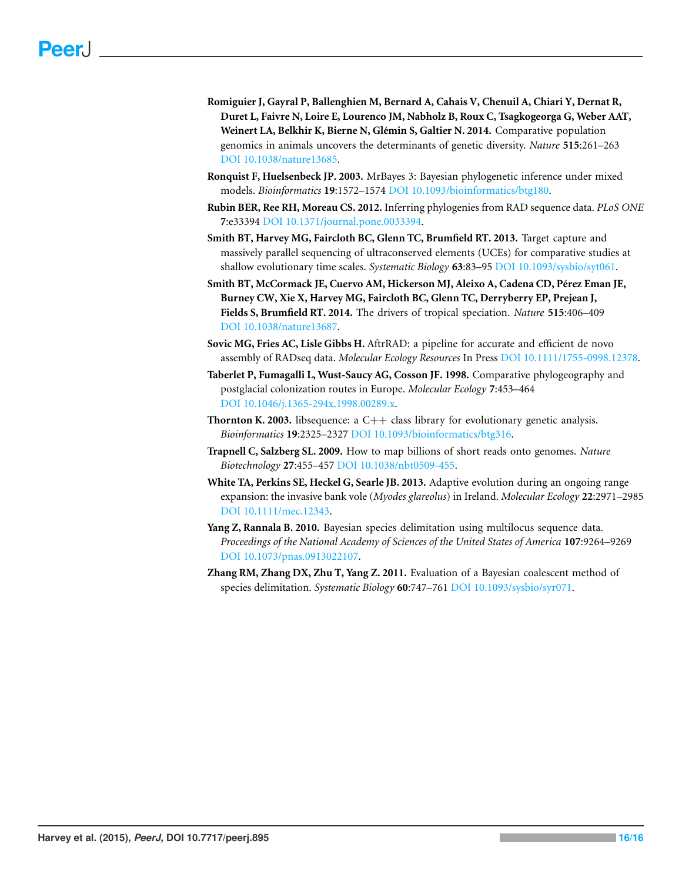**Romiguier J, Gayral P, Ballenghien M, Bernard A, Cahais V, Chenuil A, Chiari Y, Dernat R, Duret L, Faivre N, Loire E, Lourenco JM, Nabholz B, Roux C, Tsagkogeorga G, Weber AAT, Weinert LA, Belkhir K, Bierne N, Glémin S, Galtier N. 2014.** Comparative population genomics in animals uncovers the determinants of genetic diversity. *Nature* **515**:261–263 DOI 10.1038/nature13685.

**Ronquist F, Huelsenbeck JP. 2003.** MrBayes 3: Bayesian phylogenetic inference under mixed models. *Bioinformatics* **19**:1572–1574 DOI 10.1093/bioinformatics/btg180.

**Rubin BER, Ree RH, Moreau CS. 2012.** Inferring phylogenies from RAD sequence data. *PLoS ONE* **7**:e33394 DOI 10.1371/journal.pone.0033394.

**Smith BT, Harvey MG, Faircloth BC, Glenn TC, Brumfield RT. 2013.** Target capture and massively parallel sequencing of ultraconserved elements (UCEs) for comparative studies at shallow evolutionary time scales. *Systematic Biology* **63**:83–95 DOI 10.1093/sysbio/syt061.

**Smith BT, McCormack JE, Cuervo AM, Hickerson MJ, Aleixo A, Cadena CD, Pérez Eman JE, Burney CW, Xie X, Harvey MG, Faircloth BC, Glenn TC, Derryberry EP, Prejean J, Fields S, Brumfield RT. 2014.** The drivers of tropical speciation. *Nature* **515**:406–409 DOI 10.1038/nature13687.

**Sovic MG, Fries AC, Lisle Gibbs H.** AftrRAD: a pipeline for accurate and efficient de novo assembly of RADseq data. *Molecular Ecology Resources* In Press DOI 10.1111/1755-0998.12378.

**Taberlet P, Fumagalli L, Wust-Saucy AG, Cosson JF. 1998.** Comparative phylogeography and postglacial colonization routes in Europe. *Molecular Ecology* **7**:453–464 DOI 10.1046/j.1365-294x.1998.00289.x.

**Thornton K. 2003.** libsequence: a C++ class library for evolutionary genetic analysis. *Bioinformatics* **19**:2325–2327 DOI 10.1093/bioinformatics/btg316.

**Trapnell C, Salzberg SL. 2009.** How to map billions of short reads onto genomes. *Nature Biotechnology* **27**:455–457 DOI 10.1038/nbt0509-455.

**White TA, Perkins SE, Heckel G, Searle JB. 2013.** Adaptive evolution during an ongoing range expansion: the invasive bank vole (*Myodes glareolus*) in Ireland. *Molecular Ecology* **22**:2971–2985 DOI 10.1111/mec.12343.

**Yang Z, Rannala B. 2010.** Bayesian species delimitation using multilocus sequence data. *Proceedings of the National Academy of Sciences of the United States of America* **107**:9264–9269 DOI 10.1073/pnas.0913022107.

**Zhang RM, Zhang DX, Zhu T, Yang Z. 2011.** Evaluation of a Bayesian coalescent method of species delimitation. *Systematic Biology* **60**:747–761 DOI 10.1093/sysbio/syr071.